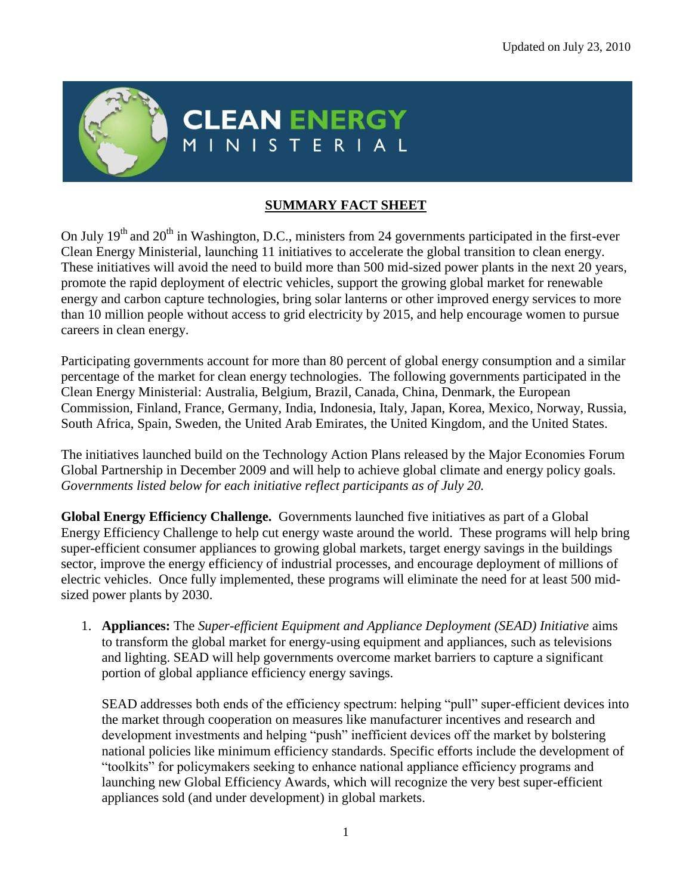Updated on July 23, 2010

# CLEAN ENERGY MINISTERIAL

## SUMMARY FACT SHEET

On July 19th and 20th in Washington, D.C., ministers from 24 governments participated in the first-ever Clean Energy Ministerial, launching 11 initiatives to accelerate the global transition to clean energy. These initiatives will avoid the need to build more than 500 mid-sized power plants in the next 20 years, promote the rapid deployment of electric vehicles, support the growing global market for renewable energy and carbon capture technologies, bring solar lanterns or other improved energy services to more than 10 million people without access to grid electricity by 2015, and help encourage women to pursue careers in clean energy.

Participating governments account for more than 80 percent of global energy consumption and a similar percentage of the market for clean energy technologies. The following governments participated in the Clean Energy Ministerial: Australia, Belgium, Brazil, Canada, China, Denmark, the European Commission, Finland, France, Germany, India, Indonesia, Italy, Japan, Korea, Mexico, Norway, Russia, South Africa, Spain, Sweden, the United Arab Emirates, the United Kingdom, and the United States.

The initiatives launched build on the Technology Action Plans released by the Major Economies Forum Global Partnership in December 2009 and will help to achieve global climate and energy policy goals. *Governments listed below for each initiative reflect participants as of July 20.*

**Global Energy Efficiency Challenge.** Governments launched five initiatives as part of a Global Energy Efficiency Challenge to help cut energy waste around the world. These programs will help bring super-efficient consumer appliances to growing global markets, target energy savings in the buildings sector, improve the energy efficiency of industrial processes, and encourage deployment of millions of electric vehicles. Once fully implemented, these programs will eliminate the need for at least 500 mid-sized power plants by 2030.

1. **Appliances:** The *Super-efficient Equipment and Appliance Deployment (SEAD) Initiative* aims to transform the global market for energy-using equipment and appliances, such as televisions and lighting. SEAD will help governments overcome market barriers to capture a significant portion of global appliance efficiency energy savings.

   SEAD addresses both ends of the efficiency spectrum: helping "pull" super-efficient devices into the market through cooperation on measures like manufacturer incentives and research and development investments and helping "push" inefficient devices off the market by bolstering national policies like minimum efficiency standards. Specific efforts include the development of "toolkits" for policymakers seeking to enhance national appliance efficiency programs and launching new Global Efficiency Awards, which will recognize the very best super-efficient appliances sold (and under development) in global markets.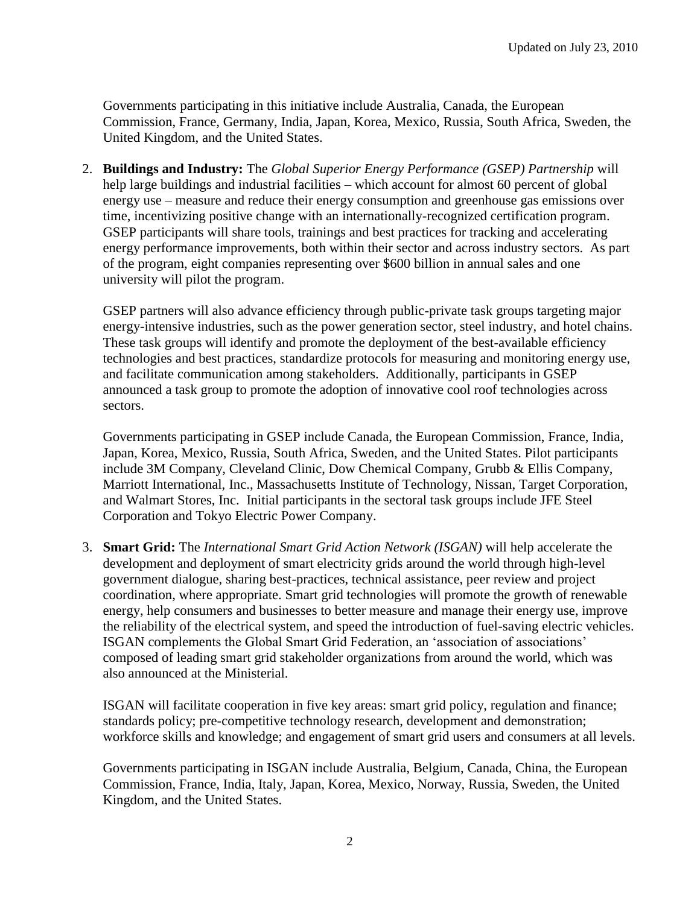Governments participating in this initiative include Australia, Canada, the European Commission, France, Germany, India, Japan, Korea, Mexico, Russia, South Africa, Sweden, the United Kingdom, and the United States.

2. **Buildings and Industry:** The *Global Superior Energy Performance (GSEP) Partnership* will help large buildings and industrial facilities – which account for almost 60 percent of global energy use – measure and reduce their energy consumption and greenhouse gas emissions over time, incentivizing positive change with an internationally-recognized certification program. GSEP participants will share tools, trainings and best practices for tracking and accelerating energy performance improvements, both within their sector and across industry sectors. As part of the program, eight companies representing over $600 billion in annual sales and one university will pilot the program.

   GSEP partners will also advance efficiency through public-private task groups targeting major energy-intensive industries, such as the power generation sector, steel industry, and hotel chains. These task groups will identify and promote the deployment of the best-available efficiency technologies and best practices, standardize protocols for measuring and monitoring energy use, and facilitate communication among stakeholders. Additionally, participants in GSEP announced a task group to promote the adoption of innovative cool roof technologies across sectors.

   Governments participating in GSEP include Canada, the European Commission, France, India, Japan, Korea, Mexico, Russia, South Africa, Sweden, and the United States. Pilot participants include 3M Company, Cleveland Clinic, Dow Chemical Company, Grubb & Ellis Company, Marriott International, Inc., Massachusetts Institute of Technology, Nissan, Target Corporation, and Walmart Stores, Inc. Initial participants in the sectoral task groups include JFE Steel Corporation and Tokyo Electric Power Company.

3. **Smart Grid:** The *International Smart Grid Action Network (ISGAN)* will help accelerate the development and deployment of smart electricity grids around the world through high-level government dialogue, sharing best-practices, technical assistance, peer review and project coordination, where appropriate. Smart grid technologies will promote the growth of renewable energy, help consumers and businesses to better measure and manage their energy use, improve the reliability of the electrical system, and speed the introduction of fuel-saving electric vehicles. ISGAN complements the Global Smart Grid Federation, an 'association of associations' composed of leading smart grid stakeholder organizations from around the world, which was also announced at the Ministerial.

   ISGAN will facilitate cooperation in five key areas: smart grid policy, regulation and finance; standards policy; pre-competitive technology research, development and demonstration; workforce skills and knowledge; and engagement of smart grid users and consumers at all levels.

   Governments participating in ISGAN include Australia, Belgium, Canada, China, the European Commission, France, India, Italy, Japan, Korea, Mexico, Norway, Russia, Sweden, the United Kingdom, and the United States.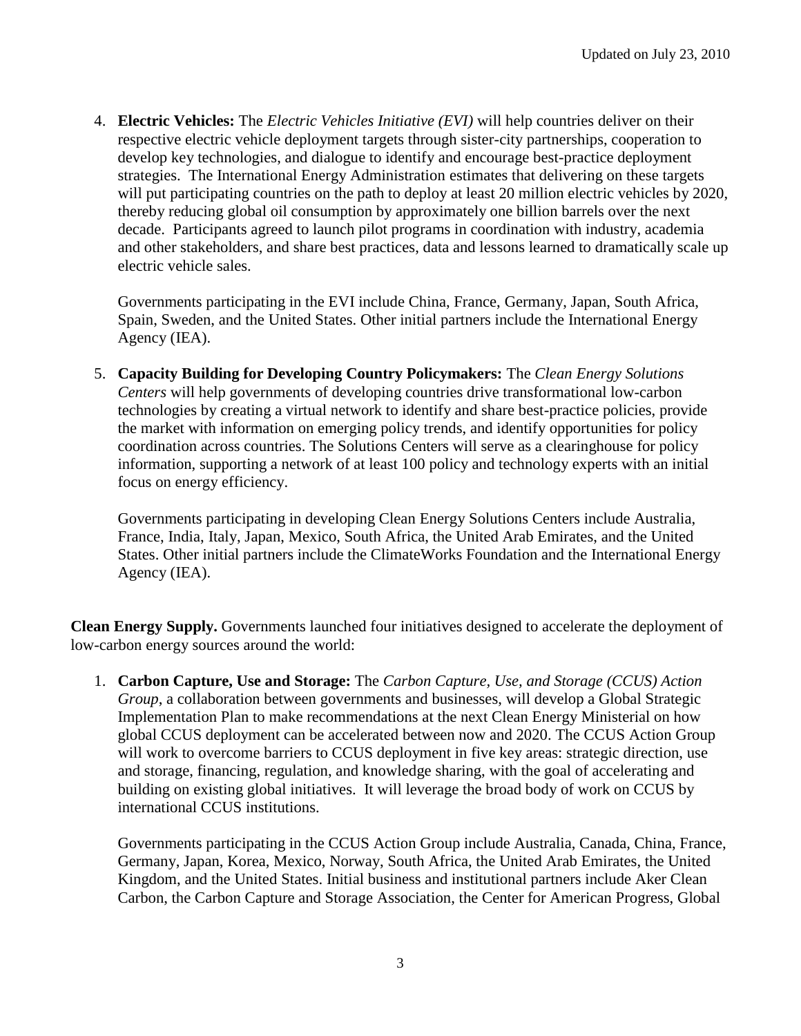4. **Electric Vehicles:** The *Electric Vehicles Initiative (EVI)* will help countries deliver on their respective electric vehicle deployment targets through sister-city partnerships, cooperation to develop key technologies, and dialogue to identify and encourage best-practice deployment strategies. The International Energy Administration estimates that delivering on these targets will put participating countries on the path to deploy at least 20 million electric vehicles by 2020, thereby reducing global oil consumption by approximately one billion barrels over the next decade. Participants agreed to launch pilot programs in coordination with industry, academia and other stakeholders, and share best practices, data and lessons learned to dramatically scale up electric vehicle sales.

   Governments participating in the EVI include China, France, Germany, Japan, South Africa, Spain, Sweden, and the United States. Other initial partners include the International Energy Agency (IEA).

5. **Capacity Building for Developing Country Policymakers:** The *Clean Energy Solutions Centers* will help governments of developing countries drive transformational low-carbon technologies by creating a virtual network to identify and share best-practice policies, provide the market with information on emerging policy trends, and identify opportunities for policy coordination across countries. The Solutions Centers will serve as a clearinghouse for policy information, supporting a network of at least 100 policy and technology experts with an initial focus on energy efficiency.

   Governments participating in developing Clean Energy Solutions Centers include Australia, France, India, Italy, Japan, Mexico, South Africa, the United Arab Emirates, and the United States. Other initial partners include the ClimateWorks Foundation and the International Energy Agency (IEA).

**Clean Energy Supply.** Governments launched four initiatives designed to accelerate the deployment of low-carbon energy sources around the world:

1. **Carbon Capture, Use and Storage:** The *Carbon Capture, Use, and Storage (CCUS) Action Group*, a collaboration between governments and businesses, will develop a Global Strategic Implementation Plan to make recommendations at the next Clean Energy Ministerial on how global CCUS deployment can be accelerated between now and 2020. The CCUS Action Group will work to overcome barriers to CCUS deployment in five key areas: strategic direction, use and storage, financing, regulation, and knowledge sharing, with the goal of accelerating and building on existing global initiatives. It will leverage the broad body of work on CCUS by international CCUS institutions.

   Governments participating in the CCUS Action Group include Australia, Canada, China, France, Germany, Japan, Korea, Mexico, Norway, South Africa, the United Arab Emirates, the United Kingdom, and the United States. Initial business and institutional partners include Aker Clean Carbon, the Carbon Capture and Storage Association, the Center for American Progress, Global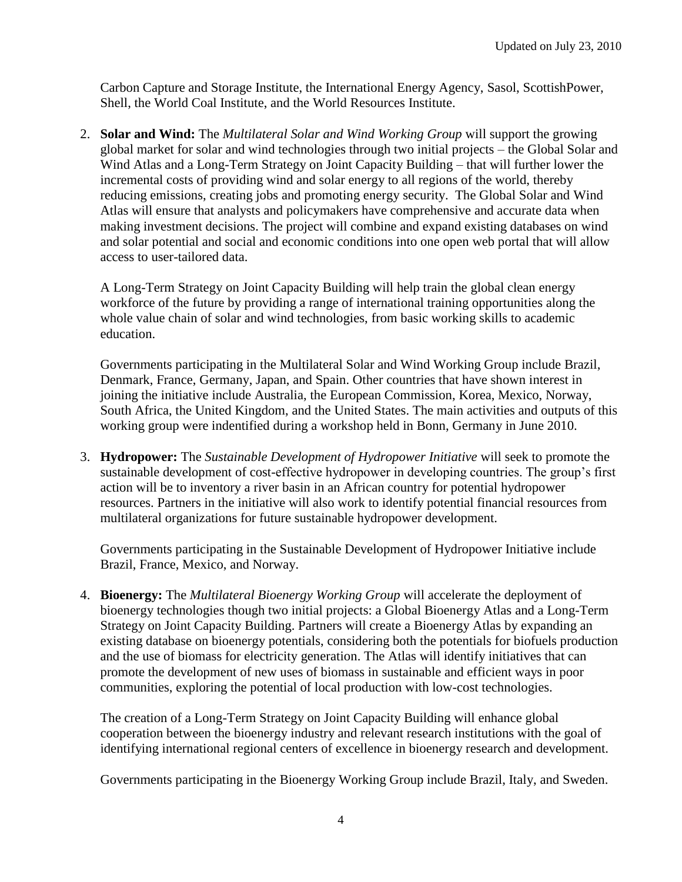Carbon Capture and Storage Institute, the International Energy Agency, Sasol, ScottishPower, Shell, the World Coal Institute, and the World Resources Institute.

2. **Solar and Wind:** The *Multilateral Solar and Wind Working Group* will support the growing global market for solar and wind technologies through two initial projects – the Global Solar and Wind Atlas and a Long-Term Strategy on Joint Capacity Building – that will further lower the incremental costs of providing wind and solar energy to all regions of the world, thereby reducing emissions, creating jobs and promoting energy security. The Global Solar and Wind Atlas will ensure that analysts and policymakers have comprehensive and accurate data when making investment decisions. The project will combine and expand existing databases on wind and solar potential and social and economic conditions into one open web portal that will allow access to user-tailored data.

   A Long-Term Strategy on Joint Capacity Building will help train the global clean energy workforce of the future by providing a range of international training opportunities along the whole value chain of solar and wind technologies, from basic working skills to academic education.

   Governments participating in the Multilateral Solar and Wind Working Group include Brazil, Denmark, France, Germany, Japan, and Spain. Other countries that have shown interest in joining the initiative include Australia, the European Commission, Korea, Mexico, Norway, South Africa, the United Kingdom, and the United States. The main activities and outputs of this working group were indentified during a workshop held in Bonn, Germany in June 2010.

3. **Hydropower:** The *Sustainable Development of Hydropower Initiative* will seek to promote the sustainable development of cost-effective hydropower in developing countries. The group's first action will be to inventory a river basin in an African country for potential hydropower resources. Partners in the initiative will also work to identify potential financial resources from multilateral organizations for future sustainable hydropower development.

   Governments participating in the Sustainable Development of Hydropower Initiative include Brazil, France, Mexico, and Norway.

4. **Bioenergy:** The *Multilateral Bioenergy Working Group* will accelerate the deployment of bioenergy technologies though two initial projects: a Global Bioenergy Atlas and a Long-Term Strategy on Joint Capacity Building. Partners will create a Bioenergy Atlas by expanding an existing database on bioenergy potentials, considering both the potentials for biofuels production and the use of biomass for electricity generation. The Atlas will identify initiatives that can promote the development of new uses of biomass in sustainable and efficient ways in poor communities, exploring the potential of local production with low-cost technologies.

   The creation of a Long-Term Strategy on Joint Capacity Building will enhance global cooperation between the bioenergy industry and relevant research institutions with the goal of identifying international regional centers of excellence in bioenergy research and development.

   Governments participating in the Bioenergy Working Group include Brazil, Italy, and Sweden.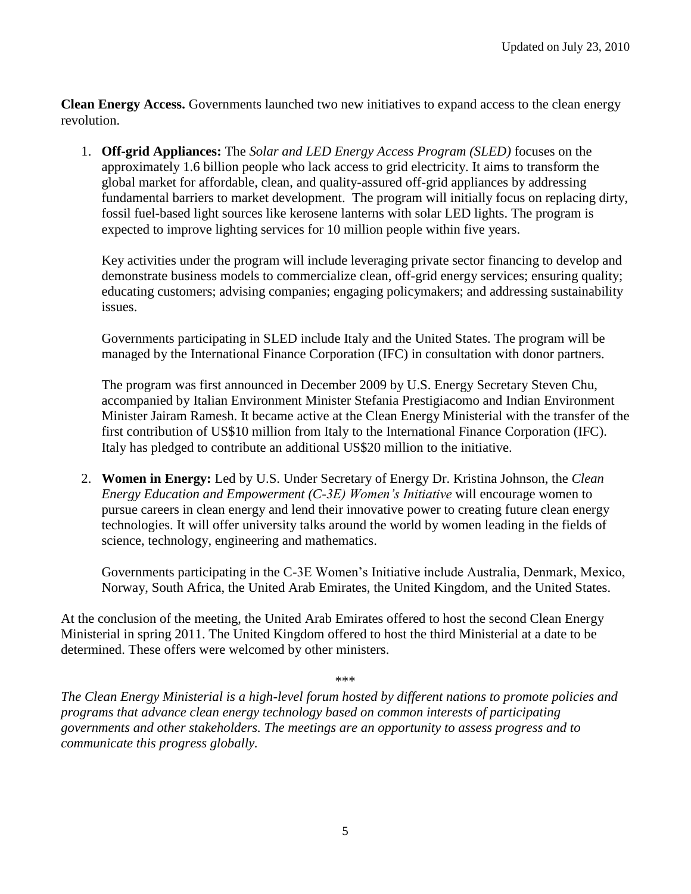**Clean Energy Access.** Governments launched two new initiatives to expand access to the clean energy revolution.

1. **Off-grid Appliances:** The *Solar and LED Energy Access Program (SLED)* focuses on the approximately 1.6 billion people who lack access to grid electricity. It aims to transform the global market for affordable, clean, and quality-assured off-grid appliances by addressing fundamental barriers to market development. The program will initially focus on replacing dirty, fossil fuel-based light sources like kerosene lanterns with solar LED lights. The program is expected to improve lighting services for 10 million people within five years.

   Key activities under the program will include leveraging private sector financing to develop and demonstrate business models to commercialize clean, off-grid energy services; ensuring quality; educating customers; advising companies; engaging policymakers; and addressing sustainability issues.

   Governments participating in SLED include Italy and the United States. The program will be managed by the International Finance Corporation (IFC) in consultation with donor partners.

   The program was first announced in December 2009 by U.S. Energy Secretary Steven Chu, accompanied by Italian Environment Minister Stefania Prestigiacomo and Indian Environment Minister Jairam Ramesh. It became active at the Clean Energy Ministerial with the transfer of the first contribution of US$10 million from Italy to the International Finance Corporation (IFC). Italy has pledged to contribute an additional US$20 million to the initiative.

2. **Women in Energy:** Led by U.S. Under Secretary of Energy Dr. Kristina Johnson, the *Clean Energy Education and Empowerment (C-3E) Women's Initiative* will encourage women to pursue careers in clean energy and lend their innovative power to creating future clean energy technologies. It will offer university talks around the world by women leading in the fields of science, technology, engineering and mathematics.

   Governments participating in the C-3E Women's Initiative include Australia, Denmark, Mexico, Norway, South Africa, the United Arab Emirates, the United Kingdom, and the United States.

At the conclusion of the meeting, the United Arab Emirates offered to host the second Clean Energy Ministerial in spring 2011. The United Kingdom offered to host the third Ministerial at a date to be determined. These offers were welcomed by other ministers.

\*\*\*

*The Clean Energy Ministerial is a high-level forum hosted by different nations to promote policies and programs that advance clean energy technology based on common interests of participating governments and other stakeholders. The meetings are an opportunity to assess progress and to communicate this progress globally.*